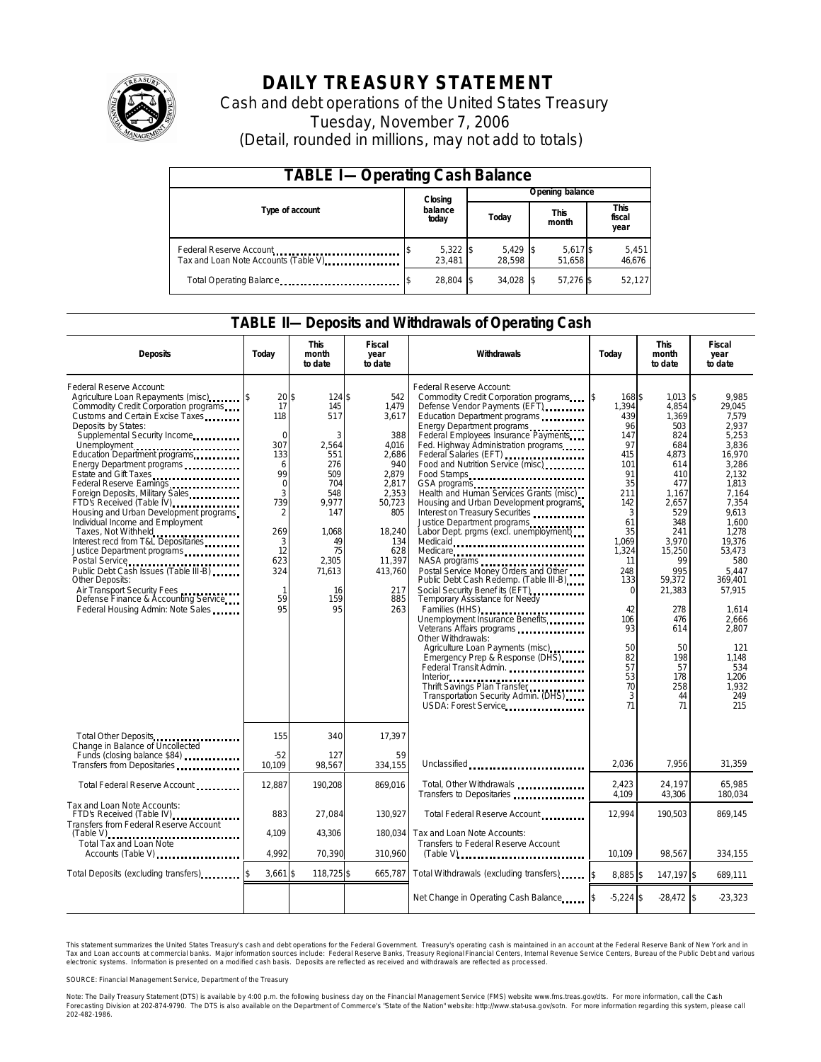# DAILY TREASURY STATEMENT

Cash and debt operations of the United States Treasury

Tuesday, November 7, 2006

(Detail, rounded in millions, may not add to totals)

## TABLE I—Operating Cash Balance

| Type of account | Closing balance today | Opening balance Today | Opening balance This month | Opening balance This fiscal year |
|---|---|---|---|---|
| Federal Reserve Account | $ 5,322 | $ 5,429 | $ 5,617 | $ 5,451 |
| Tax and Loan Note Accounts (Table V) | 23,481 | 28,598 | 51,658 | 46,676 |
| Total Operating Balance | $ 28,804 | $ 34,028 | $ 57,276 | $ 52,127 |

## TABLE II—Deposits and Withdrawals of Operating Cash

| Deposits | Today | This month to date | Fiscal year to date | Withdrawals | Today | This month to date | Fiscal year to date |
|---|---|---|---|---|---|---|---|
| Federal Reserve Account: | | | | Federal Reserve Account: | | | |
| Agriculture Loan Repayments (misc) | $ 20 | $ 124 | $ 542 | Commodity Credit Corporation programs | $ 168 | $ 1,013 | $ 9,985 |
| Commodity Credit Corporation programs | 17 | 145 | 1,479 | Defense Vendor Payments (EFT) | 1,394 | 4,854 | 29,045 |
| Customs and Certain Excise Taxes | 118 | 517 | 3,617 | Education Department programs | 439 | 1,369 | 7,579 |
| Deposits by States: | | | | Energy Department programs | 96 | 503 | 2,937 |
| Supplemental Security Income | 0 | 3 | 388 | Federal Employees Insurance Payments | 147 | 824 | 5,253 |
| Unemployment | 307 | 2,564 | 4,016 | Fed. Highway Administration programs | 97 | 684 | 3,836 |
| Education Department programs | 133 | 551 | 2,686 | Federal Salaries (EFT) | 415 | 4,873 | 16,970 |
| Energy Department programs | 6 | 276 | 940 | Food and Nutrition Service (misc) | 101 | 614 | 3,286 |
| Estate and Gift Taxes | 99 | 509 | 2,879 | Food Stamps | 91 | 410 | 2,132 |
| Federal Reserve Earnings | 0 | 704 | 2,817 | GSA programs | 35 | 477 | 1,813 |
| Foreign Deposits, Military Sales | 3 | 548 | 2,353 | Health and Human Services Grants (misc) | 211 | 1,167 | 7,164 |
| FTD's Received (Table IV) | 739 | 9,977 | 50,723 | Housing and Urban Development programs | 142 | 2,657 | 7,354 |
| Housing and Urban Development programs | 2 | 147 | 805 | Interest on Treasury Securities | 3 | 529 | 9,613 |
| Individual Income and Employment Taxes, Not Withheld | 269 | 1,068 | 18,240 | Justice Department programs | 61 | 348 | 1,600 |
| Interest recd from T&L Depositaries | 3 | 49 | 134 | Labor Dept. prgms (excl. unemployment) | 35 | 241 | 1,278 |
| Justice Department programs | 12 | 75 | 628 | Medicaid | 1,069 | 3,970 | 19,376 |
| Postal Service | 623 | 2,305 | 11,397 | Medicare | 1,324 | 15,250 | 53,473 |
| Public Debt Cash Issues (Table III-B) | 324 | 71,613 | 413,760 | NASA programs | 11 | 99 | 580 |
| Other Deposits: | | | | Postal Service Money Orders and Other | 248 | 995 | 5,447 |
| Air Transport Security Fees | 1 | 16 | 217 | Public Debt Cash Redemp. (Table III-B) | 133 | 59,372 | 369,401 |
| Defense Finance & Accounting Service | 59 | 159 | 885 | Social Security Benefits (EFT) | 0 | 21,383 | 57,915 |
| Federal Housing Admin: Note Sales | 95 | 95 | 263 | Temporary Assistance for Needy Families (HHS) | 42 | 278 | 1,614 |
| | | | | Unemployment Insurance Benefits | 106 | 476 | 2,666 |
| | | | | Veterans Affairs programs | 93 | 614 | 2,807 |
| | | | | Other Withdrawals: | | | |
| | | | | Agriculture Loan Payments (misc) | 50 | 50 | 121 |
| | | | | Emergency Prep & Response (DHS) | 82 | 198 | 1,148 |
| | | | | Federal Transit Admin. | 57 | 57 | 534 |
| | | | | Interior | 53 | 178 | 1,206 |
| | | | | Thrift Savings Plan Transfer | 70 | 258 | 1,932 |
| | | | | Transportation Security Admin. (DHS) | 3 | 44 | 249 |
| | | | | USDA: Forest Service | 71 | 71 | 215 |
| Total Other Deposits | 155 | 340 | 17,397 | | | | |
| Change in Balance of Uncollected Funds (closing balance $84) | -52 | 127 | 59 | | | | |
| Transfers from Depositaries | 10,109 | 98,567 | 334,155 | Unclassified | 2,036 | 7,956 | 31,359 |
| Total Federal Reserve Account | 12,887 | 190,208 | 869,016 | Total, Other Withdrawals | 2,423 | 24,197 | 65,985 |
| | | | | Transfers to Depositaries | 4,109 | 43,306 | 180,034 |
| Tax and Loan Note Accounts: | | | | | | | |
| FTD's Received (Table IV) | 883 | 27,084 | 130,927 | Total Federal Reserve Account | 12,994 | 190,503 | 869,145 |
| Transfers from Federal Reserve Account (Table V) | 4,109 | 43,306 | 180,034 | Tax and Loan Note Accounts: | | | |
| Total Tax and Loan Note Accounts (Table V) | 4,992 | 70,390 | 310,960 | Transfers to Federal Reserve Account (Table V) | 10,109 | 98,567 | 334,155 |
| Total Deposits (excluding transfers) | $ 3,661 | $ 118,725 | $ 665,787 | Total Withdrawals (excluding transfers) | $ 8,885 | $ 147,197 | $ 689,111 |
| | | | | Net Change in Operating Cash Balance | $ -5,224 | $ -28,472 | $ -23,323 |

This statement summarizes the United States Treasury's cash and debt operations for the Federal Government. Treasury's operating cash is maintained in an account at the Federal Reserve Bank of New York and in Tax and Loan accounts at commercial banks. Major information sources include: Federal Reserve Banks, Treasury Regional Financial Centers, Internal Revenue Service Centers, Bureau of the Public Debt and various electronic systems. Information is presented on a modified cash basis. Deposits are reflected as received and withdrawals are reflected as processed.

SOURCE: Financial Management Service, Department of the Treasury

Note: The Daily Treasury Statement (DTS) is available by 4:00 p.m. the following business day on the Financial Management Service (FMS) website www.fms.treas.gov/dts. For more information, call the Cash Forecasting Division at 202-874-9790. The DTS is also available on the Department of Commerce's "State of the Nation" website: http://www.stat-usa.gov/sotn. For more information regarding this system, please call 202-482-1986.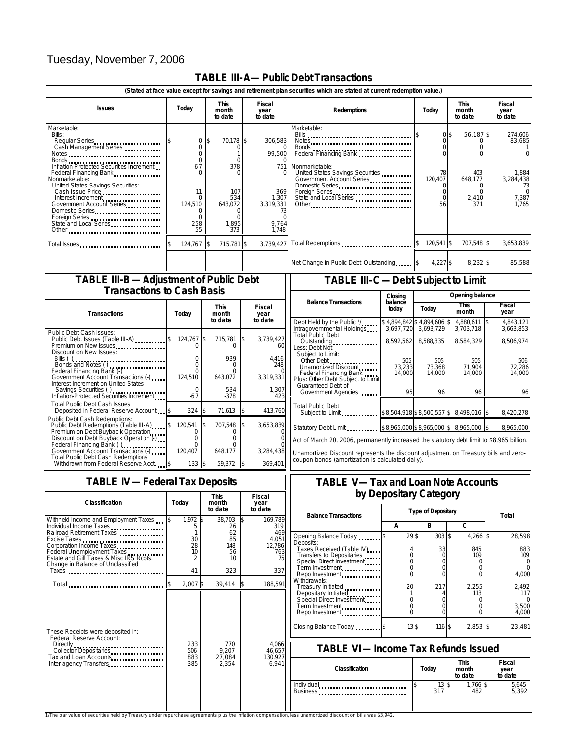Tuesday, November 7, 2006

## TABLE III-A— Public Debt Transactions

(Stated at face value except for savings and retirement plan securities which are stated at current redemption value.)

| Issues | Today | This month to date | Fiscal year to date | Redemptions | Today | This month to date | Fiscal year to date |
|---|---|---|---|---|---|---|---|
| Marketable: | | | | Marketable: | | | |
| Bills: | | | | Bills | $ 0 | $ 56,187 | $ 274,606 |
| Regular Series | $ 0 | $ 70,178 | $ 306,583 | Notes | 0 | 0 | 83,685 |
| Cash Management Series | 0 | 0 | 0 | Bonds | 0 | 0 | 1 |
| Notes | 0 | -1 | 99,500 | Federal Financing Bank | 0 | 0 | 0 |
| Bonds | 0 | 0 | 0 | | | | |
| Inflation-Protected Securities Increment | -67 | -378 | 751 | Nonmarketable: | | | |
| Federal Financing Bank | 0 | 0 | 0 | United States Savings Securities | 78 | 403 | 1,884 |
| Nonmarketable: | | | | Government Account Series | 120,407 | 648,177 | 3,284,438 |
| United States Savings Securities: | | | | Domestic Series | 0 | 0 | 73 |
| Cash Issue Price | 11 | 107 | 369 | Foreign Series | 0 | 0 | 0 |
| Interest Increment | 0 | 534 | 1,307 | State and Local Series | 0 | 2,410 | 7,387 |
| Government Account Series | 124,510 | 643,072 | 3,319,331 | Other | 56 | 371 | 1,765 |
| Domestic Series | 0 | 0 | 73 | | | | |
| Foreign Series | 0 | 0 | 0 | | | | |
| State and Local Series | 258 | 1,895 | 9,764 | | | | |
| Other | 55 | 373 | 1,748 | | | | |
| Total Issues | $ 124,767 | $ 715,781 | $ 3,739,427 | Total Redemptions | $ 120,541 | $ 707,548 | $ 3,653,839 |
| | | | | Net Change in Public Debt Outstanding | $ 4,227 | $ 8,232 | $ 85,588 |

## TABLE III-B — Adjustment of Public Debt Transactions to Cash Basis

| Transactions | Today | This month to date | Fiscal year to date |
|---|---|---|---|
| Public Debt Cash Issues: | | | |
| Public Debt Issues (Table III-A) | $ 124,767 | $ 715,781 | $ 3,739,427 |
| Premium on New Issues | 0 | 0 | 60 |
| Discount on New Issues: | | | |
| Bills (-) | 0 | 939 | 4,416 |
| Bonds and Notes (-) | 0 | 0 | 248 |
| Federal Financing Bank (-) | 0 | 0 | 0 |
| Government Account Transactions (-) | 124,510 | 643,072 | 3,319,331 |
| Interest Increment on United States Savings Securities (-) | 0 | 534 | 1,307 |
| Inflation-Protected Securities Increment | -67 | -378 | 423 |
| Total Public Debt Cash Issues Deposited in Federal Reserve Account | $ 324 | $ 71,613 | $ 413,760 |
| Public Debt Cash Redemptions: | | | |
| Public Debt Redemptions (Table III-A) | $ 120,541 | $ 707,548 | $ 3,653,839 |
| Premium on Debt Buyback Operation | 0 | 0 | 0 |
| Discount on Debt Buyback Operation (-) | 0 | 0 | 0 |
| Federal Financing Bank (-) | 0 | 0 | 0 |
| Government Account Transactions (-) | 120,407 | 648,177 | 3,284,438 |
| Total Public Debt Cash Redemptions Withdrawn from Federal Reserve Acct. | $ 133 | $ 59,372 | $ 369,401 |

## TABLE III-C — Debt Subject to Limit

| Balance Transactions | Closing balance today | Opening balance Today | Opening balance This month | Opening balance Fiscal year |
|---|---|---|---|---|
| Debt Held by the Public [1] | $ 4,894,842 | $ 4,894,606 | $ 4,880,611 | $ 4,843,121 |
| Intragovernmental Holdings | 3,697,720 | 3,693,729 | 3,703,718 | 3,663,853 |
| Total Public Debt Outstanding | 8,592,562 | 8,588,335 | 8,584,329 | 8,506,974 |
| Less: Debt Not Subject to Limit: | | | | |
| Other Debt | 505 | 505 | 505 | 506 |
| Unamortized Discount | 73,233 | 73,368 | 71,904 | 72,286 |
| Federal Financing Bank | 14,000 | 14,000 | 14,000 | 14,000 |
| Plus: Other Debt Subject to Limit | | | | |
| Guaranteed Debt of Government Agencies | 95 | 96 | 96 | 96 |
| Total Public Debt Subject to Limit | $ 8,504,918 | $ 8,500,557 | $ 8,498,016 | $ 8,420,278 |
| Statutory Debt Limit | $ 8,965,000 | $ 8,965,000 | $ 8,965,000 | $ 8,965,000 |

Act of March 20, 2006, permanently increased the statutory debt limit to $8,965 billion.

Unamortized Discount represents the discount adjustment on Treasury bills and zero-coupon bonds (amortization is calculated daily).

## TABLE IV — Federal Tax Deposits

| Classification | Today | This month to date | Fiscal year to date |
|---|---|---|---|
| Withheld Income and Employment Taxes | $ 1,972 | $ 38,703 | $ 169,789 |
| Individual Income Taxes | 5 | 26 | 319 |
| Railroad Retirement Taxes | 1 | 62 | 469 |
| Excise Taxes | 30 | 85 | 4,051 |
| Corporation Income Taxes | 28 | 148 | 12,786 |
| Federal Unemployment Taxes | 10 | 56 | 763 |
| Estate and Gift Taxes & Misc IRS Rcpts. | 2 | 10 | 75 |
| Change in Balance of Unclassified Taxes | -41 | 323 | 337 |
| Total | $ 2,007 | $ 39,414 | $ 188,591 |
| These Receipts were deposited in: | | | |
| Federal Reserve Account: | | | |
| Directly | 233 | 770 | 4,066 |
| Collector Depositaries | 506 | 9,207 | 46,657 |
| Tax and Loan Accounts | 883 | 27,084 | 130,927 |
| Inter-agency Transfers | 385 | 2,354 | 6,941 |

## TABLE V — Tax and Loan Note Accounts by Depositary Category

| Balance Transactions | Type of Depositary A | Type of Depositary B | Type of Depositary C | Total |
|---|---|---|---|---|
| Opening Balance Today | $ 29 | $ 303 | $ 4,266 | $ 28,598 |
| Deposits: | | | | |
| Taxes Received (Table IV) | 4 | 33 | 845 | 883 |
| Transfers to Depositaries | 0 | 0 | 109 | 109 |
| Special Direct Investment | 0 | 0 | 0 | 0 |
| Term Investment | 0 | 0 | 0 | 0 |
| Repo Investment | 0 | 0 | 0 | 4,000 |
| Withdrawals: | | | | |
| Treasury Initiated | 20 | 217 | 2,255 | 2,492 |
| Depositary Initiated | 1 | 4 | 113 | 117 |
| Special Direct Investment | 0 | 0 | 0 | 0 |
| Term Investment | 0 | 0 | 0 | 3,500 |
| Repo Investment | 0 | 0 | 0 | 4,000 |
| Closing Balance Today | $ 13 | $ 116 | $ 2,853 | $ 23,481 |

## TABLE VI — Income Tax Refunds Issued

| Classification | Today | This month to date | Fiscal year to date |
|---|---|---|---|
| Individual | $ 13 | $ 1,766 | $ 5,645 |
| Business | 317 | 482 | 5,392 |

1/The par value of securities held by Treasury under repurchase agreements plus the inflation compensation, less unamortized discount on bills was $3,942.